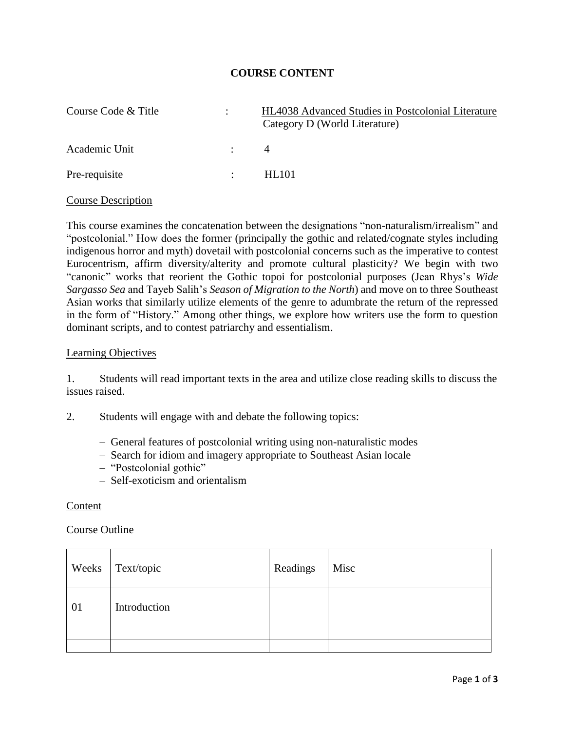# COURSE CONTENT

| | | |
|---|---|---|
| Course Code & Title | : | HL4038 Advanced Studies in Postcolonial Literature Category D (World Literature) |
| Academic Unit | : | 4 |
| Pre-requisite | : | HL101 |

## Course Description

This course examines the concatenation between the designations "non-naturalism/irrealism" and "postcolonial." How does the former (principally the gothic and related/cognate styles including indigenous horror and myth) dovetail with postcolonial concerns such as the imperative to contest Eurocentrism, affirm diversity/alterity and promote cultural plasticity? We begin with two "canonic" works that reorient the Gothic topoi for postcolonial purposes (Jean Rhys's *Wide Sargasso Sea* and Tayeb Salih's *Season of Migration to the North*) and move on to three Southeast Asian works that similarly utilize elements of the genre to adumbrate the return of the repressed in the form of "History." Among other things, we explore how writers use the form to question dominant scripts, and to contest patriarchy and essentialism.

## Learning Objectives

1. Students will read important texts in the area and utilize close reading skills to discuss the issues raised.

2. Students will engage with and debate the following topics:

   – General features of postcolonial writing using non-naturalistic modes
   – Search for idiom and imagery appropriate to Southeast Asian locale
   – "Postcolonial gothic"
   – Self-exoticism and orientalism

## Content

Course Outline

| Weeks | Text/topic | Readings | Misc |
|---|---|---|---|
| 01 | Introduction | | |
| | | | |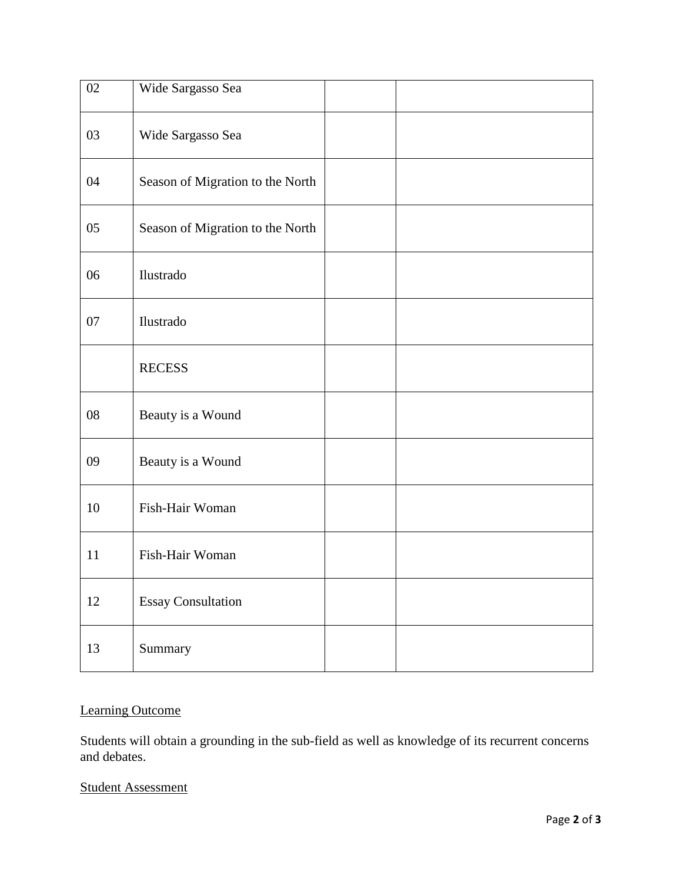| | | | |
|---|---|---|---|
| 02 | Wide Sargasso Sea | | |
| 03 | Wide Sargasso Sea | | |
| 04 | Season of Migration to the North | | |
| 05 | Season of Migration to the North | | |
| 06 | Ilustrado | | |
| 07 | Ilustrado | | |
| | RECESS | | |
| 08 | Beauty is a Wound | | |
| 09 | Beauty is a Wound | | |
| 10 | Fish-Hair Woman | | |
| 11 | Fish-Hair Woman | | |
| 12 | Essay Consultation | | |
| 13 | Summary | | |

<u>Learning Outcome</u>

Students will obtain a grounding in the sub-field as well as knowledge of its recurrent concerns and debates.

<u>Student Assessment</u>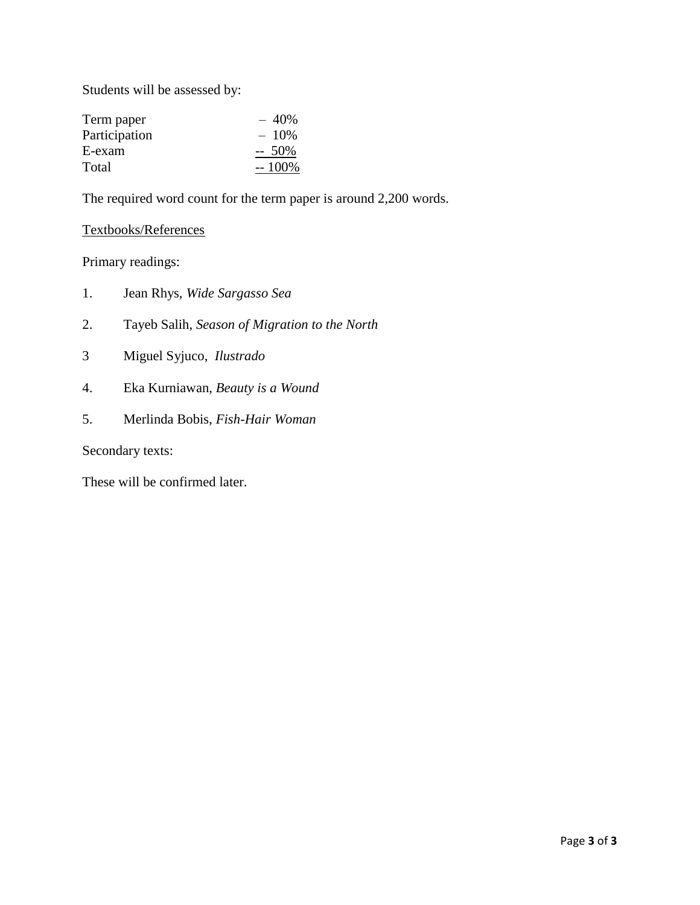Students will be assessed by:

| | |
|---|---|
| Term paper | – 40% |
| Participation | – 10% |
| E-exam | -- 50% |
| Total | -- 100% |

The required word count for the term paper is around 2,200 words.

Textbooks/References

Primary readings:

1. Jean Rhys, *Wide Sargasso Sea*
2. Tayeb Salih, *Season of Migration to the North*
3. Miguel Syjuco, *Ilustrado*
4. Eka Kurniawan, *Beauty is a Wound*
5. Merlinda Bobis, *Fish-Hair Woman*

Secondary texts:

These will be confirmed later.